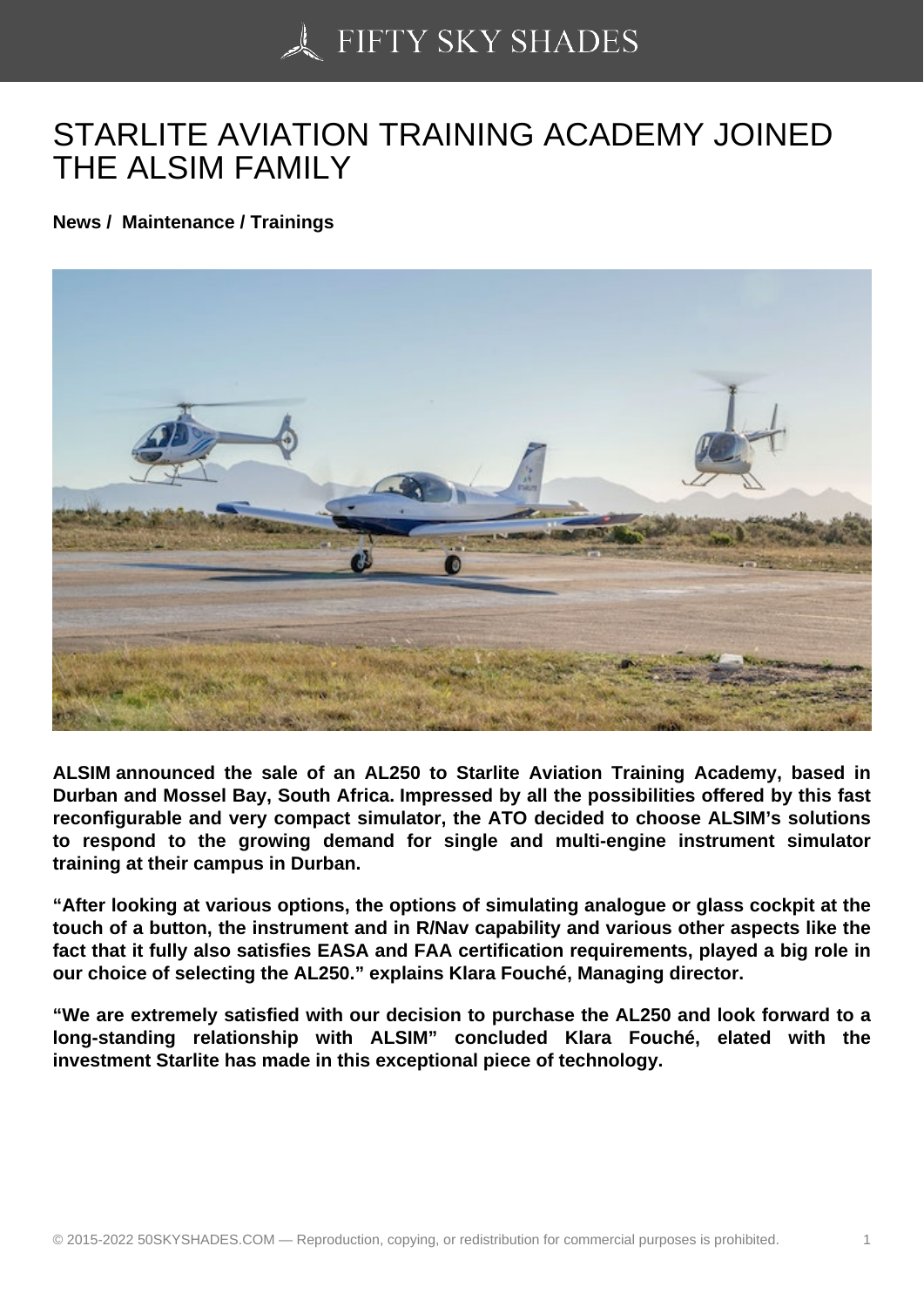# STARLITE AVIATION TRAINING ACADEMY JOINED THE ALSIM FAMILY

**News / Maintenance / Trainings**

**ALSIM announced the sale of an AL250 to Starlite Aviation Training Academy, based in Durban and Mossel Bay, South Africa. Impressed by all the possibilities offered by this fast reconfigurable and very compact simulator, the ATO decided to choose ALSIM's solutions to respond to the growing demand for single and multi-engine instrument simulator training at their campus in Durban.**

**"After looking at various options, the options of simulating analogue or glass cockpit at the touch of a button, the instrument and in R/Nav capability and various other aspects like the fact that it fully also satisfies EASA and FAA certification requirements, played a big role in our choice of selecting the AL250." explains Klara Fouché, Managing director.**

**"We are extremely satisfied with our decision to purchase the AL250 and look forward to a long-standing relationship with ALSIM" concluded Klara Fouché, elated with the investment Starlite has made in this exceptional piece of technology.**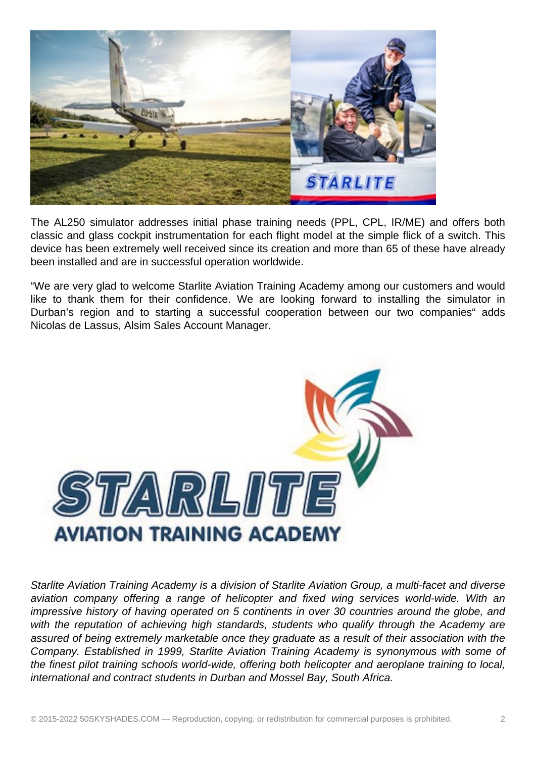The AL250 simulator addresses initial phase training needs (PPL, CPL, IR/ME) and offers both classic and glass cockpit instrumentation for each flight model at the simple flick of a switch. This device has been extremely well received since its creation and more than 65 of these have already been installed and are in successful operation worldwide.

“We are very glad to welcome Starlite Aviation Training Academy among our customers and would like to thank them for their confidence. We are looking forward to installing the simulator in Durban’s region and to starting a successful cooperation between our two companies“ adds Nicolas de Lassus, Alsim Sales Account Manager.

*Starlite Aviation Training Academy is a division of Starlite Aviation Group, a multi-facet and diverse aviation company offering a range of helicopter and fixed wing services world-wide. With an impressive history of having operated on 5 continents in over 30 countries around the globe, and with the reputation of achieving high standards, students who qualify through the Academy are assured of being extremely marketable once they graduate as a result of their association with the Company. Established in 1999, Starlite Aviation Training Academy is synonymous with some of the finest pilot training schools world-wide, offering both helicopter and aeroplane training to local, international and contract students in Durban and Mossel Bay, South Africa.*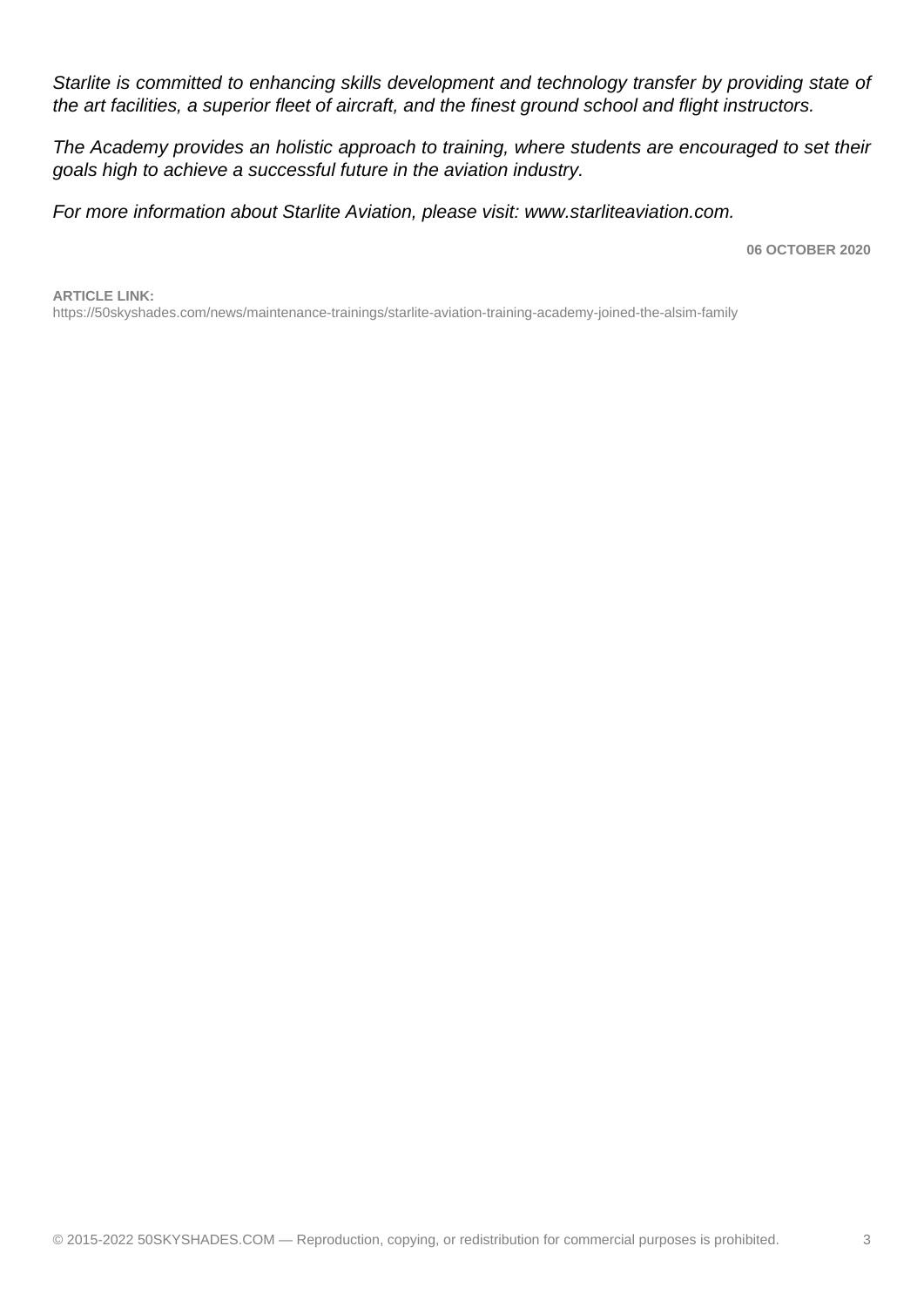*Starlite is committed to enhancing skills development and technology transfer by providing state of the art facilities, a superior fleet of aircraft, and the finest ground school and flight instructors.*

*The Academy provides an holistic approach to training, where students are encouraged to set their goals high to achieve a successful future in the aviation industry.*

*For more information about Starlite Aviation, please visit: www.starliteaviation.com.*

**06 OCTOBER 2020**

**ARTICLE LINK:**
https://50skyshades.com/news/maintenance-trainings/starlite-aviation-training-academy-joined-the-alsim-family